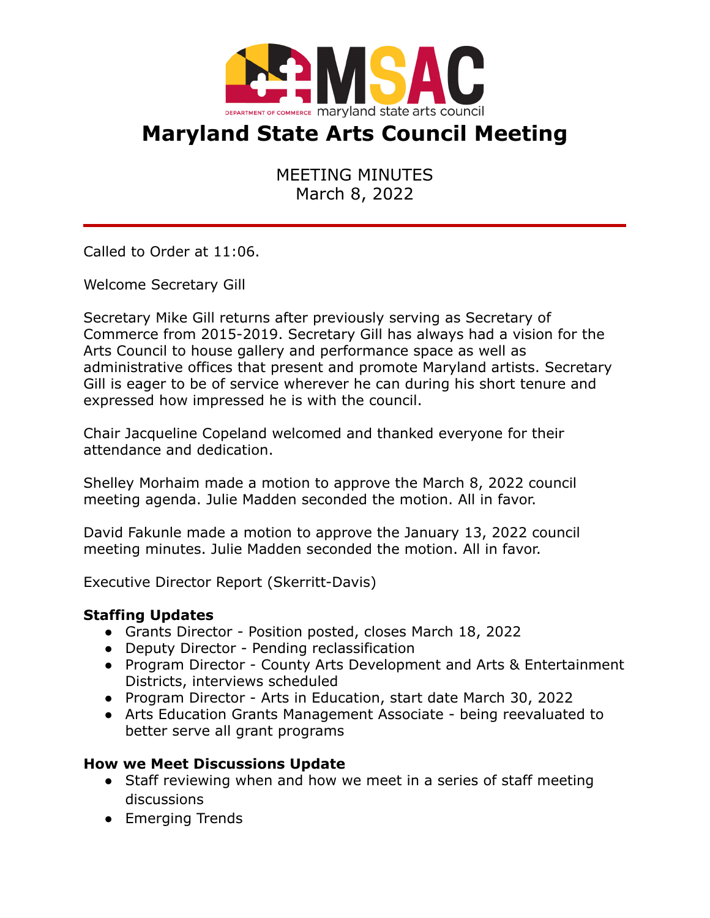# Maryland State Arts Council Meeting

MEETING MINUTES
March 8, 2022

---

Called to Order at 11:06.

Welcome Secretary Gill

Secretary Mike Gill returns after previously serving as Secretary of Commerce from 2015-2019. Secretary Gill has always had a vision for the Arts Council to house gallery and performance space as well as administrative offices that present and promote Maryland artists. Secretary Gill is eager to be of service wherever he can during his short tenure and expressed how impressed he is with the council.

Chair Jacqueline Copeland welcomed and thanked everyone for their attendance and dedication.

Shelley Morhaim made a motion to approve the March 8, 2022 council meeting agenda. Julie Madden seconded the motion. All in favor.

David Fakunle made a motion to approve the January 13, 2022 council meeting minutes. Julie Madden seconded the motion. All in favor.

Executive Director Report (Skerritt-Davis)

**Staffing Updates**

- Grants Director - Position posted, closes March 18, 2022
- Deputy Director - Pending reclassification
- Program Director - County Arts Development and Arts & Entertainment Districts, interviews scheduled
- Program Director - Arts in Education, start date March 30, 2022
- Arts Education Grants Management Associate - being reevaluated to better serve all grant programs

**How we Meet Discussions Update**

- Staff reviewing when and how we meet in a series of staff meeting discussions
- Emerging Trends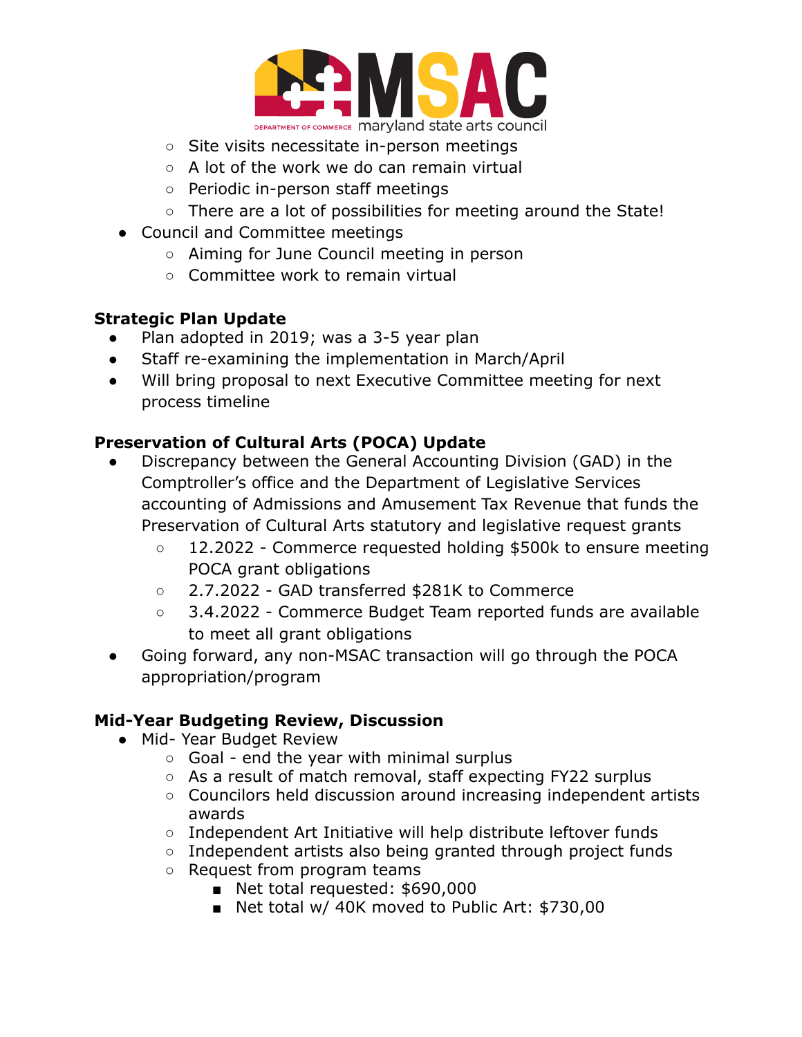- Site visits necessitate in-person meetings
  - A lot of the work we do can remain virtual
  - Periodic in-person staff meetings
  - There are a lot of possibilities for meeting around the State!
- Council and Committee meetings
  - Aiming for June Council meeting in person
  - Committee work to remain virtual

**Strategic Plan Update**

- Plan adopted in 2019; was a 3-5 year plan
- Staff re-examining the implementation in March/April
- Will bring proposal to next Executive Committee meeting for next process timeline

**Preservation of Cultural Arts (POCA) Update**

- Discrepancy between the General Accounting Division (GAD) in the Comptroller's office and the Department of Legislative Services accounting of Admissions and Amusement Tax Revenue that funds the Preservation of Cultural Arts statutory and legislative request grants
  - 12.2022 - Commerce requested holding $500k to ensure meeting POCA grant obligations
  - 2.7.2022 - GAD transferred $281K to Commerce
  - 3.4.2022 - Commerce Budget Team reported funds are available to meet all grant obligations
- Going forward, any non-MSAC transaction will go through the POCA appropriation/program

**Mid-Year Budgeting Review, Discussion**

- Mid- Year Budget Review
  - Goal - end the year with minimal surplus
  - As a result of match removal, staff expecting FY22 surplus
  - Councilors held discussion around increasing independent artists awards
  - Independent Art Initiative will help distribute leftover funds
  - Independent artists also being granted through project funds
  - Request from program teams
    - Net total requested: $690,000
    - Net total w/ 40K moved to Public Art: $730,00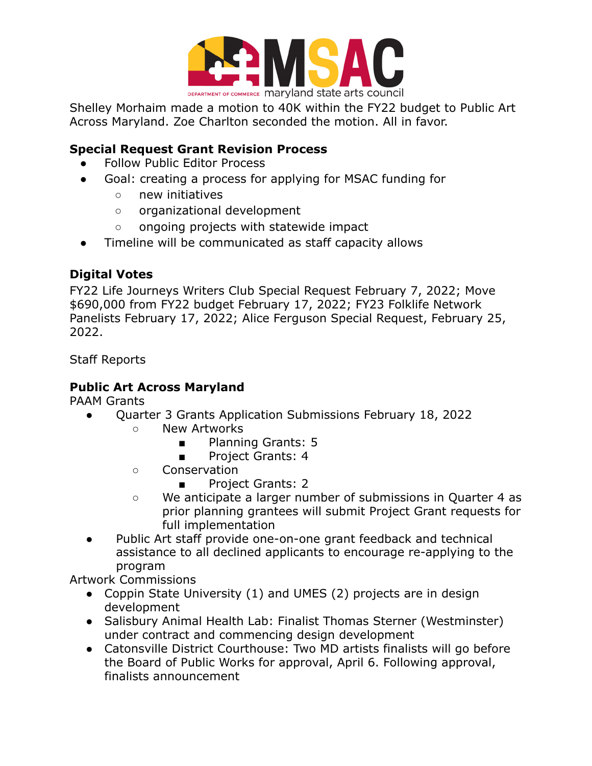Shelley Morhaim made a motion to 40K within the FY22 budget to Public Art Across Maryland. Zoe Charlton seconded the motion. All in favor.

**Special Request Grant Revision Process**

- Follow Public Editor Process
- Goal: creating a process for applying for MSAC funding for
  - new initiatives
  - organizational development
  - ongoing projects with statewide impact
- Timeline will be communicated as staff capacity allows

**Digital Votes**

FY22 Life Journeys Writers Club Special Request February 7, 2022; Move $690,000 from FY22 budget February 17, 2022; FY23 Folklife Network Panelists February 17, 2022; Alice Ferguson Special Request, February 25, 2022.

Staff Reports

**Public Art Across Maryland**

PAAM Grants

- Quarter 3 Grants Application Submissions February 18, 2022
  - New Artworks
    - Planning Grants: 5
    - Project Grants: 4
  - Conservation
    - Project Grants: 2
  - We anticipate a larger number of submissions in Quarter 4 as prior planning grantees will submit Project Grant requests for full implementation
- Public Art staff provide one-on-one grant feedback and technical assistance to all declined applicants to encourage re-applying to the program

Artwork Commissions

- Coppin State University (1) and UMES (2) projects are in design development
- Salisbury Animal Health Lab: Finalist Thomas Sterner (Westminster) under contract and commencing design development
- Catonsville District Courthouse: Two MD artists finalists will go before the Board of Public Works for approval, April 6. Following approval, finalists announcement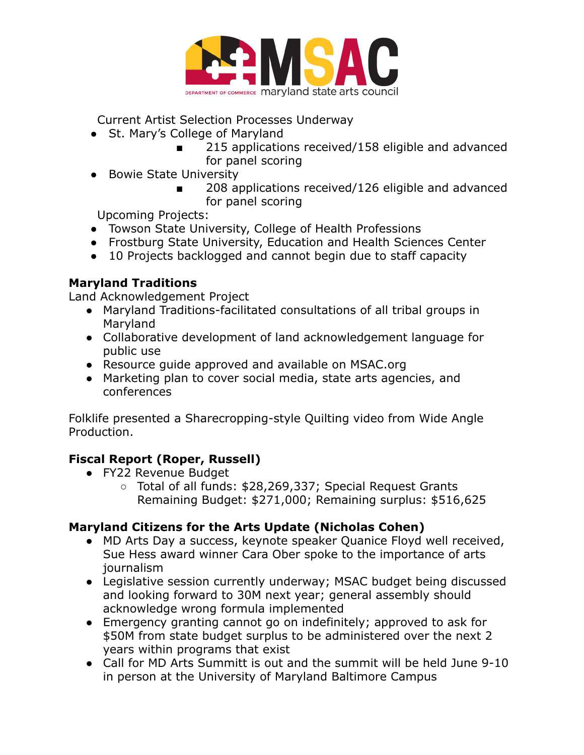Current Artist Selection Processes Underway

- St. Mary's College of Maryland
    - 215 applications received/158 eligible and advanced for panel scoring
- Bowie State University
    - 208 applications received/126 eligible and advanced for panel scoring

Upcoming Projects:

- Towson State University, College of Health Professions
- Frostburg State University, Education and Health Sciences Center
- 10 Projects backlogged and cannot begin due to staff capacity

**Maryland Traditions**

Land Acknowledgement Project

- Maryland Traditions-facilitated consultations of all tribal groups in Maryland
- Collaborative development of land acknowledgement language for public use
- Resource guide approved and available on MSAC.org
- Marketing plan to cover social media, state arts agencies, and conferences

Folklife presented a Sharecropping-style Quilting video from Wide Angle Production.

**Fiscal Report (Roper, Russell)**

- FY22 Revenue Budget
    - Total of all funds: $28,269,337; Special Request Grants Remaining Budget: $271,000; Remaining surplus: $516,625

**Maryland Citizens for the Arts Update (Nicholas Cohen)**

- MD Arts Day a success, keynote speaker Quanice Floyd well received, Sue Hess award winner Cara Ober spoke to the importance of arts journalism
- Legislative session currently underway; MSAC budget being discussed and looking forward to 30M next year; general assembly should acknowledge wrong formula implemented
- Emergency granting cannot go on indefinitely; approved to ask for $50M from state budget surplus to be administered over the next 2 years within programs that exist
- Call for MD Arts Summitt is out and the summit will be held June 9-10 in person at the University of Maryland Baltimore Campus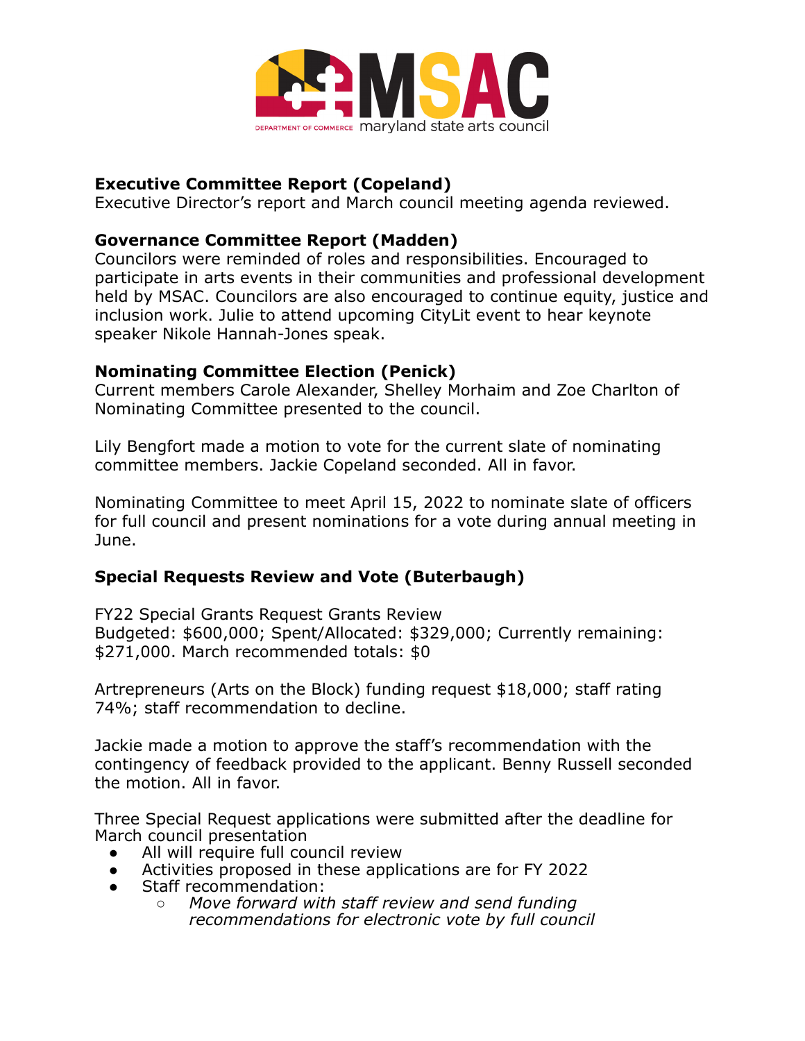**Executive Committee Report (Copeland)**
Executive Director's report and March council meeting agenda reviewed.

**Governance Committee Report (Madden)**
Councilors were reminded of roles and responsibilities. Encouraged to participate in arts events in their communities and professional development held by MSAC. Councilors are also encouraged to continue equity, justice and inclusion work. Julie to attend upcoming CityLit event to hear keynote speaker Nikole Hannah-Jones speak.

**Nominating Committee Election (Penick)**
Current members Carole Alexander, Shelley Morhaim and Zoe Charlton of Nominating Committee presented to the council.

Lily Bengfort made a motion to vote for the current slate of nominating committee members. Jackie Copeland seconded. All in favor.

Nominating Committee to meet April 15, 2022 to nominate slate of officers for full council and present nominations for a vote during annual meeting in June.

**Special Requests Review and Vote (Buterbaugh)**

FY22 Special Grants Request Grants Review
Budgeted: $600,000; Spent/Allocated: $329,000; Currently remaining: $271,000. March recommended totals: $0

Artrepreneurs (Arts on the Block) funding request $18,000; staff rating 74%; staff recommendation to decline.

Jackie made a motion to approve the staff's recommendation with the contingency of feedback provided to the applicant. Benny Russell seconded the motion. All in favor.

Three Special Request applications were submitted after the deadline for March council presentation

- All will require full council review
- Activities proposed in these applications are for FY 2022
- Staff recommendation:
    - *Move forward with staff review and send funding recommendations for electronic vote by full council*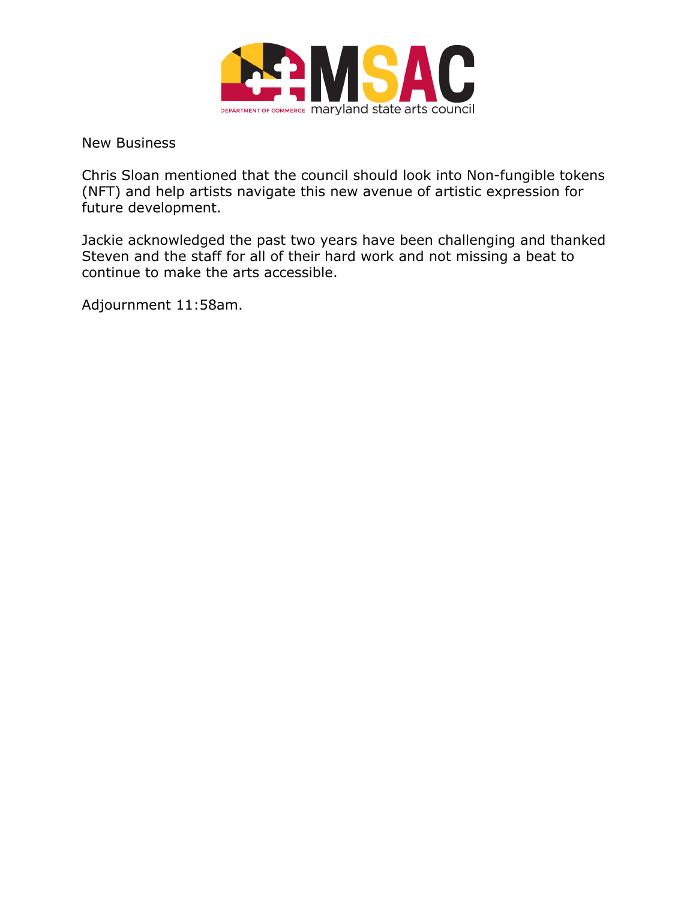New Business

Chris Sloan mentioned that the council should look into Non-fungible tokens (NFT) and help artists navigate this new avenue of artistic expression for future development.

Jackie acknowledged the past two years have been challenging and thanked Steven and the staff for all of their hard work and not missing a beat to continue to make the arts accessible.

Adjournment 11:58am.